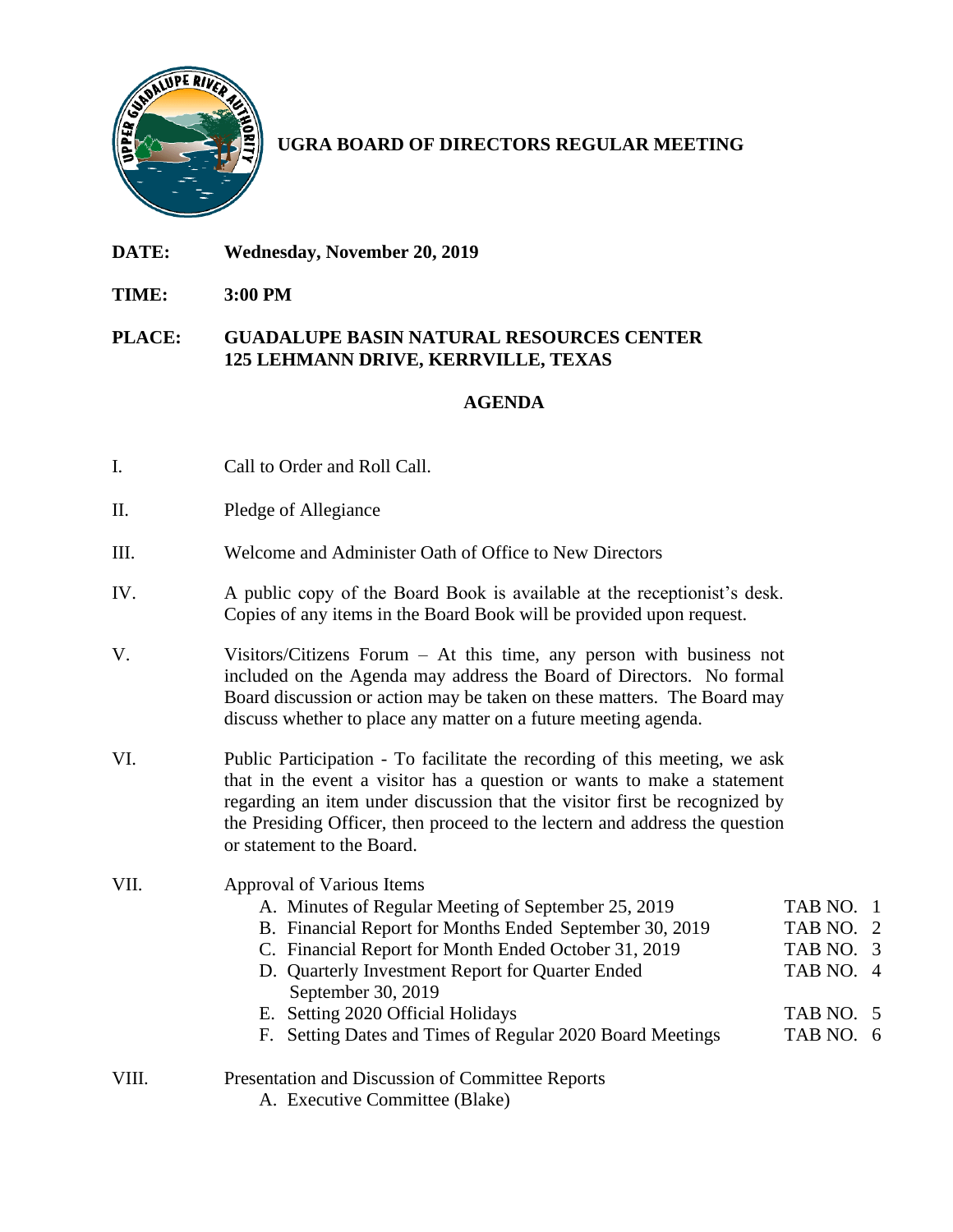# UGRA BOARD OF DIRECTORS REGULAR MEETING

**DATE:** **Wednesday, November 20, 2019**

**TIME:** **3:00 PM**

**PLACE:** **GUADALUPE BASIN NATURAL RESOURCES CENTER**
**125 LEHMANN DRIVE, KERRVILLE, TEXAS**

## AGENDA

I. Call to Order and Roll Call.

II. Pledge of Allegiance

III. Welcome and Administer Oath of Office to New Directors

IV. A public copy of the Board Book is available at the receptionist's desk. Copies of any items in the Board Book will be provided upon request.

V. Visitors/Citizens Forum – At this time, any person with business not included on the Agenda may address the Board of Directors. No formal Board discussion or action may be taken on these matters. The Board may discuss whether to place any matter on a future meeting agenda.

VI. Public Participation - To facilitate the recording of this meeting, we ask that in the event a visitor has a question or wants to make a statement regarding an item under discussion that the visitor first be recognized by the Presiding Officer, then proceed to the lectern and address the question or statement to the Board.

VII. Approval of Various Items

A. Minutes of Regular Meeting of September 25, 2019 — TAB NO. 1
B. Financial Report for Months Ended September 30, 2019 — TAB NO. 2
C. Financial Report for Month Ended October 31, 2019 — TAB NO. 3
D. Quarterly Investment Report for Quarter Ended September 30, 2019 — TAB NO. 4
E. Setting 2020 Official Holidays — TAB NO. 5
F. Setting Dates and Times of Regular 2020 Board Meetings — TAB NO. 6

VIII. Presentation and Discussion of Committee Reports

A. Executive Committee (Blake)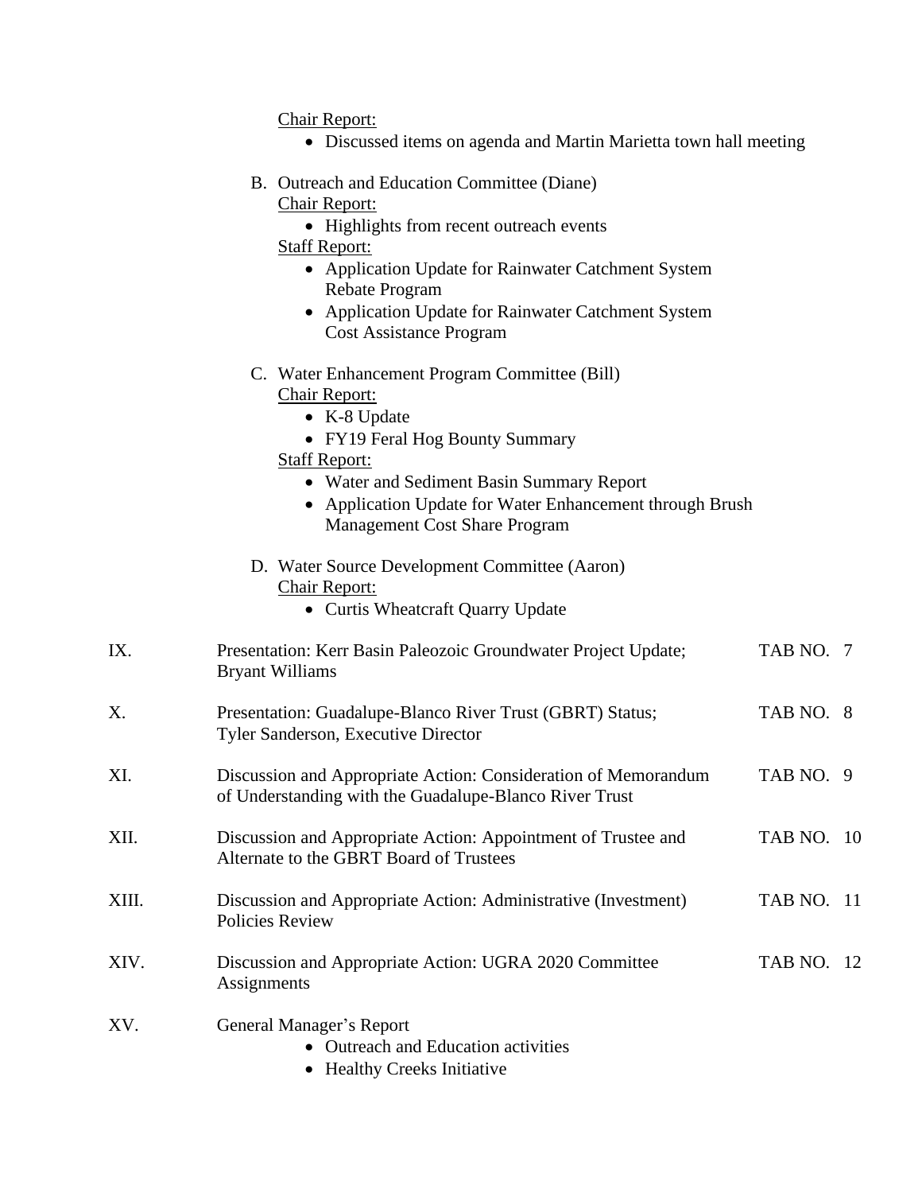<u>Chair Report:</u>

- Discussed items on agenda and Martin Marietta town hall meeting

B. Outreach and Education Committee (Diane)

<u>Chair Report:</u>

- Highlights from recent outreach events

<u>Staff Report:</u>

- Application Update for Rainwater Catchment System Rebate Program
- Application Update for Rainwater Catchment System Cost Assistance Program

C. Water Enhancement Program Committee (Bill)

<u>Chair Report:</u>

- K-8 Update
- FY19 Feral Hog Bounty Summary

<u>Staff Report:</u>

- Water and Sediment Basin Summary Report
- Application Update for Water Enhancement through Brush Management Cost Share Program

D. Water Source Development Committee (Aaron)

<u>Chair Report:</u>

- Curtis Wheatcraft Quarry Update

IX. Presentation: Kerr Basin Paleozoic Groundwater Project Update; Bryant Williams — TAB NO. 7

X. Presentation: Guadalupe-Blanco River Trust (GBRT) Status; Tyler Sanderson, Executive Director — TAB NO. 8

XI. Discussion and Appropriate Action: Consideration of Memorandum of Understanding with the Guadalupe-Blanco River Trust — TAB NO. 9

XII. Discussion and Appropriate Action: Appointment of Trustee and Alternate to the GBRT Board of Trustees — TAB NO. 10

XIII. Discussion and Appropriate Action: Administrative (Investment) Policies Review — TAB NO. 11

XIV. Discussion and Appropriate Action: UGRA 2020 Committee Assignments — TAB NO. 12

XV. General Manager's Report

- Outreach and Education activities
- Healthy Creeks Initiative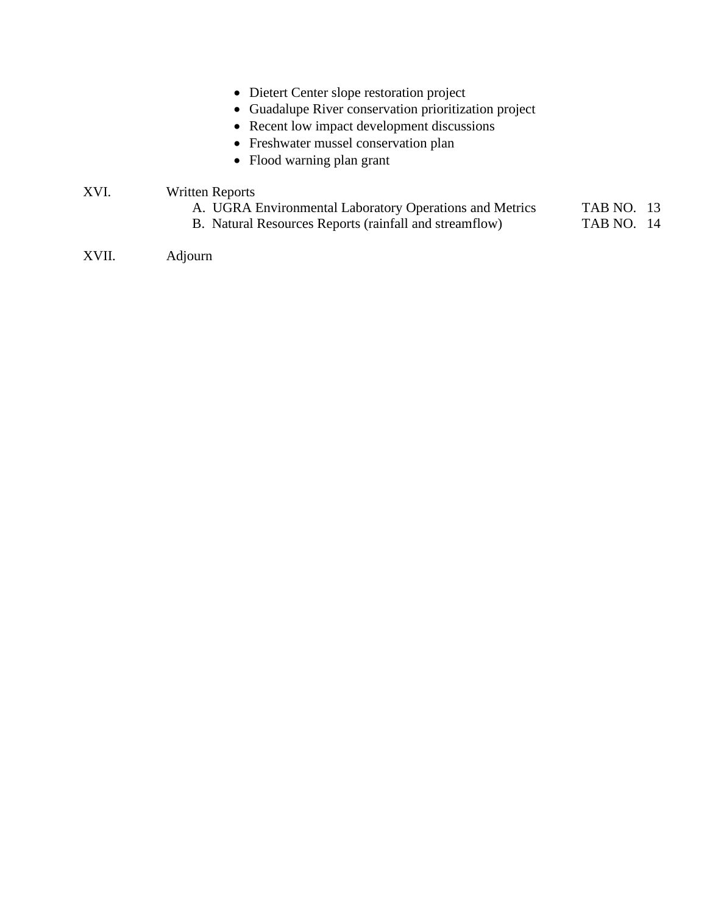- Dietert Center slope restoration project
- Guadalupe River conservation prioritization project
- Recent low impact development discussions
- Freshwater mussel conservation plan
- Flood warning plan grant

XVI. Written Reports

A. UGRA Environmental Laboratory Operations and Metrics — TAB NO. 13

B. Natural Resources Reports (rainfall and streamflow) — TAB NO. 14

XVII. Adjourn